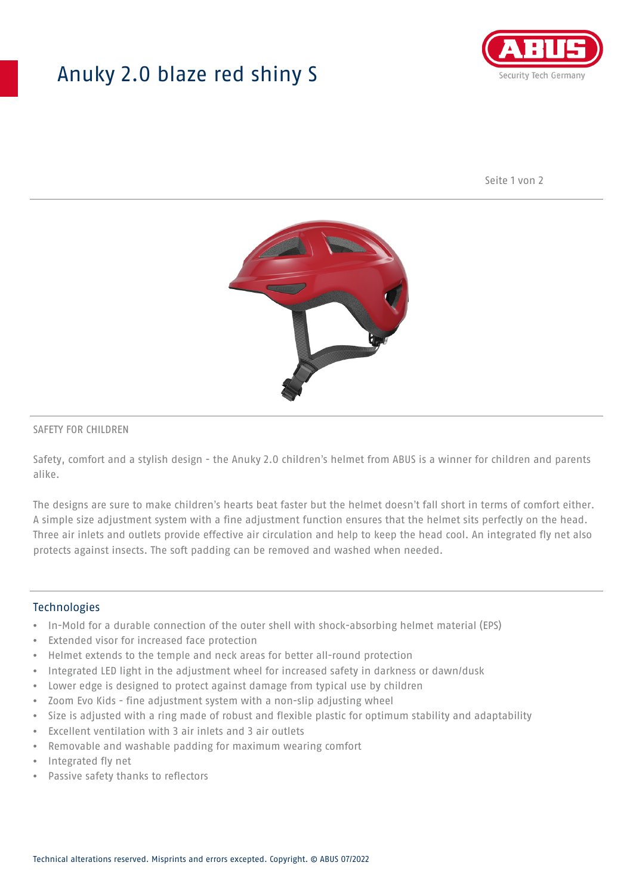# Anuky 2.0 blaze red shiny S

SAFETY FOR CHILDREN

Safety, comfort and a stylish design - the Anuky 2.0 children's helmet from ABUS is a winner for children and parents alike.

The designs are sure to make children's hearts beat faster but the helmet doesn't fall short in terms of comfort either. A simple size adjustment system with a fine adjustment function ensures that the helmet sits perfectly on the head. Three air inlets and outlets provide effective air circulation and help to keep the head cool. An integrated fly net also protects against insects. The soft padding can be removed and washed when needed.

## Technologies

- In-Mold for a durable connection of the outer shell with shock-absorbing helmet material (EPS)
- Extended visor for increased face protection
- Helmet extends to the temple and neck areas for better all-round protection
- Integrated LED light in the adjustment wheel for increased safety in darkness or dawn/dusk
- Lower edge is designed to protect against damage from typical use by children
- Zoom Evo Kids - fine adjustment system with a non-slip adjusting wheel
- Size is adjusted with a ring made of robust and flexible plastic for optimum stability and adaptability
- Excellent ventilation with 3 air inlets and 3 air outlets
- Removable and washable padding for maximum wearing comfort
- Integrated fly net
- Passive safety thanks to reflectors

Technical alterations reserved. Misprints and errors excepted. Copyright. © ABUS 07/2022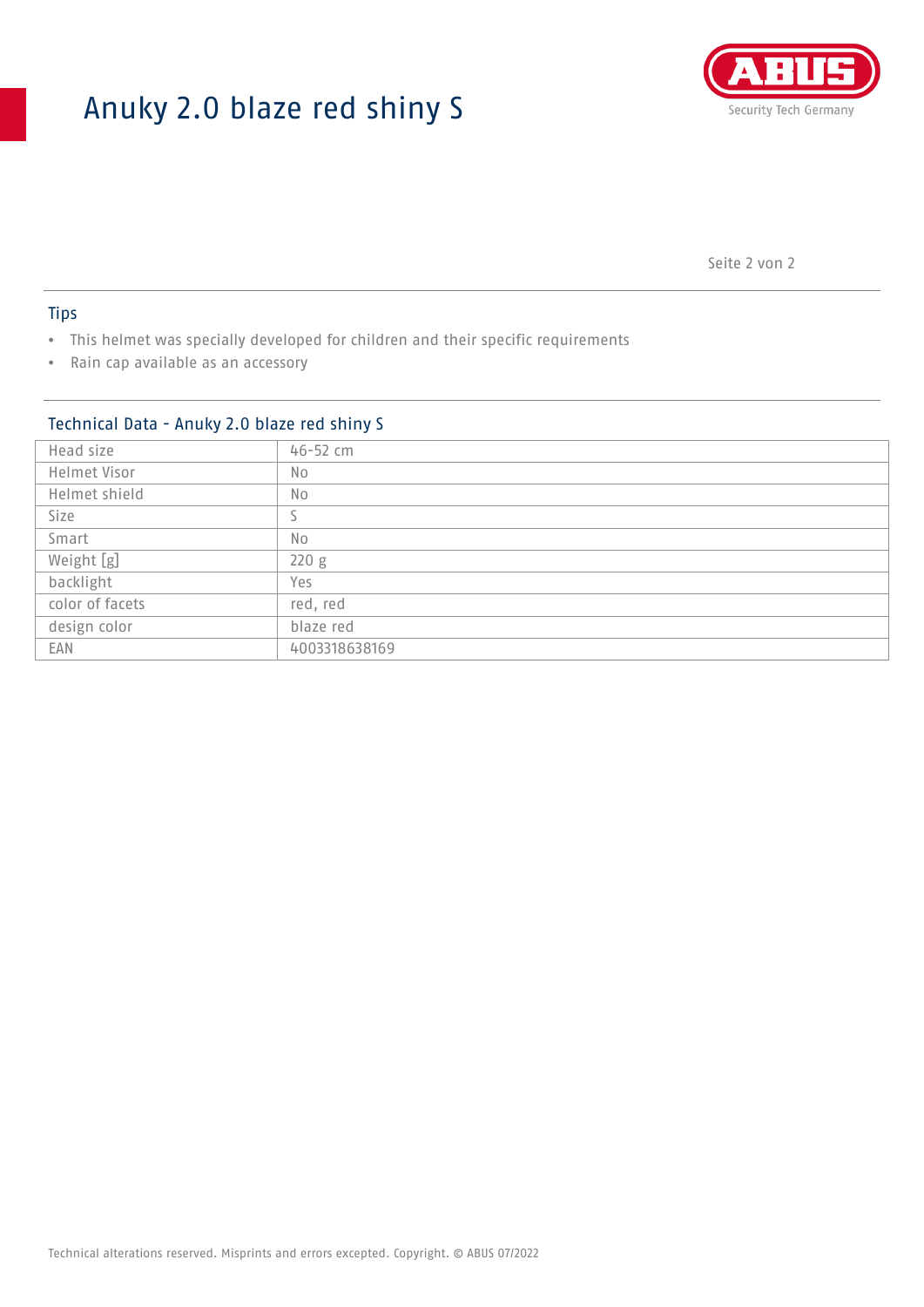# Anuky 2.0 blaze red shiny S

## Tips

- This helmet was specially developed for children and their specific requirements
- Rain cap available as an accessory

## Technical Data - Anuky 2.0 blaze red shiny S

| | |
|---|---|
| Head size | 46-52 cm |
| Helmet Visor | No |
| Helmet shield | No |
| Size | S |
| Smart | No |
| Weight [g] | 220 g |
| backlight | Yes |
| color of facets | red, red |
| design color | blaze red |
| EAN | 4003318638169 |

Technical alterations reserved. Misprints and errors excepted. Copyright. © ABUS 07/2022